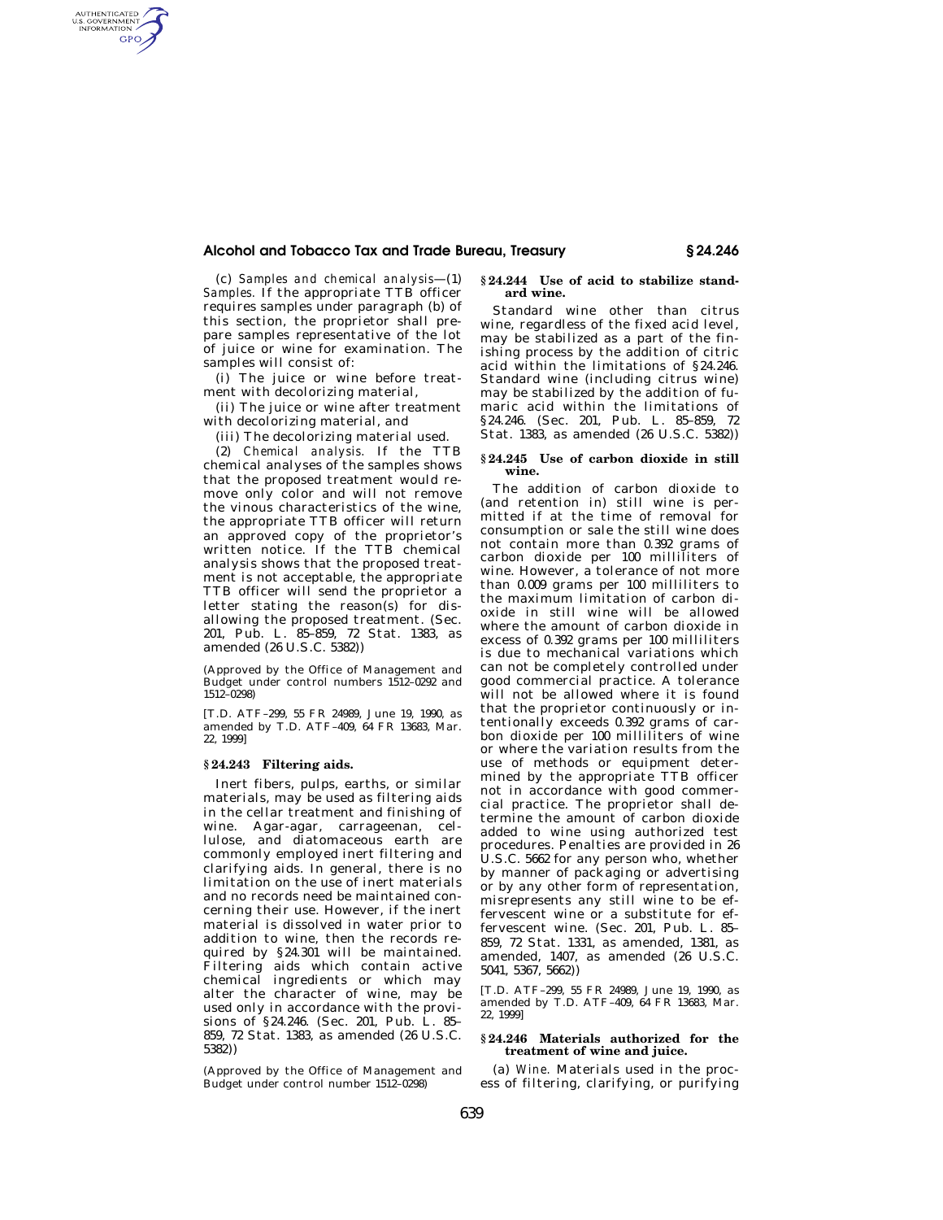(c) *Samples and chemical analysis*—(1) *Samples.* If the appropriate TTB officer requires samples under paragraph (b) of this section, the proprietor shall prepare samples representative of the lot of juice or wine for examination. The samples will consist of:

(i) The juice or wine before treatment with decolorizing material,

(ii) The juice or wine after treatment with decolorizing material, and

(iii) The decolorizing material used.

(2) *Chemical analysis.* If the TTB chemical analyses of the samples shows that the proposed treatment would remove only color and will not remove the vinous characteristics of the wine, the appropriate TTB officer will return an approved copy of the proprietor's written notice. If the TTB chemical analysis shows that the proposed treatment is not acceptable, the appropriate TTB officer will send the proprietor a letter stating the reason(s) for disallowing the proposed treatment. (Sec. 201, Pub. L. 85–859, 72 Stat. 1383, as amended (26 U.S.C. 5382))

(Approved by the Office of Management and Budget under control numbers 1512–0292 and 1512–0298)

[T.D. ATF–299, 55 FR 24989, June 19, 1990, as amended by T.D. ATF–409, 64 FR 13683, Mar. 22, 1999]

### § 24.243 Filtering aids.

Inert fibers, pulps, earths, or similar materials, may be used as filtering aids in the cellar treatment and finishing of wine. Agar-agar, carrageenan, cellulose, and diatomaceous earth are commonly employed inert filtering and clarifying aids. In general, there is no limitation on the use of inert materials and no records need be maintained concerning their use. However, if the inert material is dissolved in water prior to addition to wine, then the records required by § 24.301 will be maintained. Filtering aids which contain active chemical ingredients or which may alter the character of wine, may be used only in accordance with the provisions of § 24.246. (Sec. 201, Pub. L. 85–859, 72 Stat. 1383, as amended (26 U.S.C. 5382))

(Approved by the Office of Management and Budget under control number 1512–0298)

### § 24.244 Use of acid to stabilize standard wine.

Standard wine other than citrus wine, regardless of the fixed acid level, may be stabilized as a part of the finishing process by the addition of citric acid within the limitations of § 24.246. Standard wine (including citrus wine) may be stabilized by the addition of fumaric acid within the limitations of § 24.246. (Sec. 201, Pub. L. 85–859, 72 Stat. 1383, as amended (26 U.S.C. 5382))

### § 24.245 Use of carbon dioxide in still wine.

The addition of carbon dioxide to (and retention in) still wine is permitted if at the time of removal for consumption or sale the still wine does not contain more than 0.392 grams of carbon dioxide per 100 milliliters of wine. However, a tolerance of not more than 0.009 grams per 100 milliliters to the maximum limitation of carbon dioxide in still wine will be allowed where the amount of carbon dioxide in excess of 0.392 grams per 100 milliliters is due to mechanical variations which can not be completely controlled under good commercial practice. A tolerance will not be allowed where it is found that the proprietor continuously or intentionally exceeds 0.392 grams of carbon dioxide per 100 milliliters of wine or where the variation results from the use of methods or equipment determined by the appropriate TTB officer not in accordance with good commercial practice. The proprietor shall determine the amount of carbon dioxide added to wine using authorized test procedures. Penalties are provided in 26 U.S.C. 5662 for any person who, whether by manner of packaging or advertising or by any other form of representation, misrepresents any still wine to be effervescent wine or a substitute for effervescent wine. (Sec. 201, Pub. L. 85–859, 72 Stat. 1331, as amended, 1381, as amended, 1407, as amended (26 U.S.C. 5041, 5367, 5662))

[T.D. ATF–299, 55 FR 24989, June 19, 1990, as amended by T.D. ATF–409, 64 FR 13683, Mar. 22, 1999]

### § 24.246 Materials authorized for the treatment of wine and juice.

(a) *Wine.* Materials used in the process of filtering, clarifying, or purifying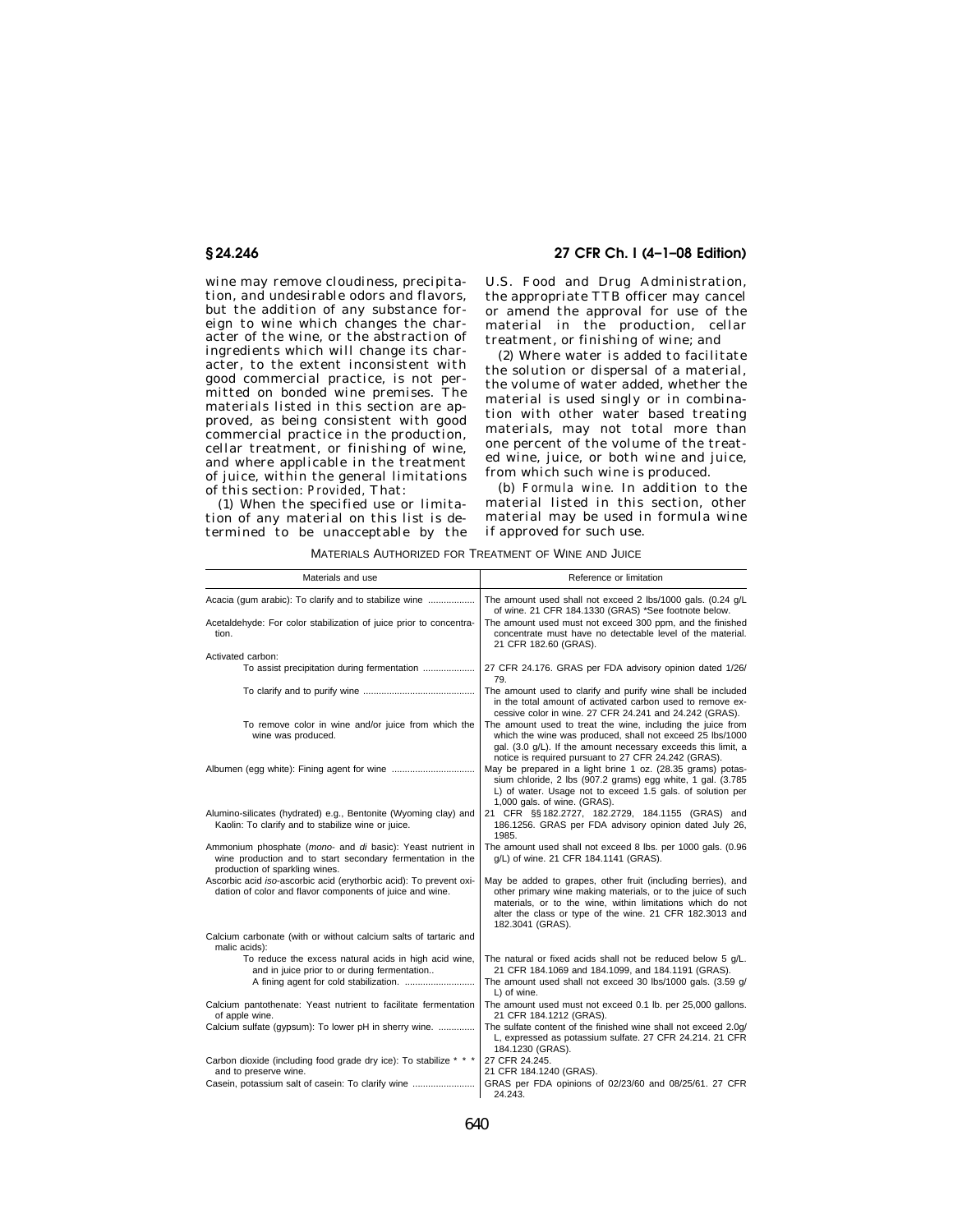wine may remove cloudiness, precipitation, and undesirable odors and flavors, but the addition of any substance foreign to wine which changes the character of the wine, or the abstraction of ingredients which will change its character, to the extent inconsistent with good commercial practice, is not permitted on bonded wine premises. The materials listed in this section are approved, as being consistent with good commercial practice in the production, cellar treatment, or finishing of wine, and where applicable in the treatment of juice, within the general limitations of this section: *Provided,* That:

(1) When the specified use or limitation of any material on this list is determined to be unacceptable by the U.S. Food and Drug Administration, the appropriate TTB officer may cancel or amend the approval for use of the material in the production, cellar treatment, or finishing of wine; and

(2) Where water is added to facilitate the solution or dispersal of a material, the volume of water added, whether the material is used singly or in combination with other water based treating materials, may not total more than one percent of the volume of the treated wine, juice, or both wine and juice, from which such wine is produced.

(b) *Formula wine.* In addition to the material listed in this section, other material may be used in formula wine if approved for such use.

MATERIALS AUTHORIZED FOR TREATMENT OF WINE AND JUICE

| Materials and use | Reference or limitation |
|---|---|
| Acacia (gum arabic): To clarify and to stabilize wine | The amount used shall not exceed 2 lbs/1000 gals. (0.24 g/L of wine. 21 CFR 184.1330 (GRAS) *See footnote below. |
| Acetaldehyde: For color stabilization of juice prior to concentration. | The amount used must not exceed 300 ppm, and the finished concentrate must have no detectable level of the material. 21 CFR 182.60 (GRAS). |
| Activated carbon: | |
| To assist precipitation during fermentation | 27 CFR 24.176. GRAS per FDA advisory opinion dated 1/26/79. |
| To clarify and to purify wine | The amount used to clarify and purify wine shall be included in the total amount of activated carbon used to remove excessive color in wine. 27 CFR 24.241 and 24.242 (GRAS). |
| To remove color in wine and/or juice from which the wine was produced. | The amount used to treat the wine, including the juice from which the wine was produced, shall not exceed 25 lbs/1000 gal. (3.0 g/L). If the amount necessary exceeds this limit, a notice is required pursuant to 27 CFR 24.242 (GRAS). |
| Albumen (egg white): Fining agent for wine | May be prepared in a light brine 1 oz. (28.35 grams) potassium chloride, 2 lbs (907.2 grams) egg white, 1 gal. (3.785 L) of water. Usage not to exceed 1.5 gals. of solution per 1,000 gals. of wine. (GRAS). |
| Alumino-silicates (hydrated) e.g., Bentonite (Wyoming clay) and Kaolin: To clarify and to stabilize wine or juice. | 21 CFR §§ 182.2727, 182.2729, 184.1155 (GRAS) and 186.1256. GRAS per FDA advisory opinion dated July 26, 1985. |
| Ammonium phosphate (*mono-* and *di* basic): Yeast nutrient in wine production and to start secondary fermentation in the production of sparkling wines. | The amount used shall not exceed 8 lbs. per 1000 gals. (0.96 g/L) of wine. 21 CFR 184.1141 (GRAS). |
| Ascorbic acid *iso*-ascorbic acid (erythorbic acid): To prevent oxidation of color and flavor components of juice and wine. | May be added to grapes, other fruit (including berries), and other primary wine making materials, or to the juice of such materials, or to the wine, within limitations which do not alter the class or type of the wine. 21 CFR 182.3013 and 182.3041 (GRAS). |
| Calcium carbonate (with or without calcium salts of tartaric and malic acids): | |
| To reduce the excess natural acids in high acid wine, and in juice prior to or during fermentation.. | The natural or fixed acids shall not be reduced below 5 g/L. 21 CFR 184.1069 and 184.1099, and 184.1191 (GRAS). |
| A fining agent for cold stabilization. | The amount used shall not exceed 30 lbs/1000 gals. (3.59 g/L) of wine. |
| Calcium pantothenate: Yeast nutrient to facilitate fermentation of apple wine. | The amount used must not exceed 0.1 lb. per 25,000 gallons. 21 CFR 184.1212 (GRAS). |
| Calcium sulfate (gypsum): To lower pH in sherry wine. | The sulfate content of the finished wine shall not exceed 2.0g/L, expressed as potassium sulfate. 27 CFR 24.214. 21 CFR 184.1230 (GRAS). |
| Carbon dioxide (including food grade dry ice): To stabilize * * * and to preserve wine. | 27 CFR 24.245. 21 CFR 184.1240 (GRAS). |
| Casein, potassium salt of casein: To clarify wine | GRAS per FDA opinions of 02/23/60 and 08/25/61. 27 CFR 24.243. |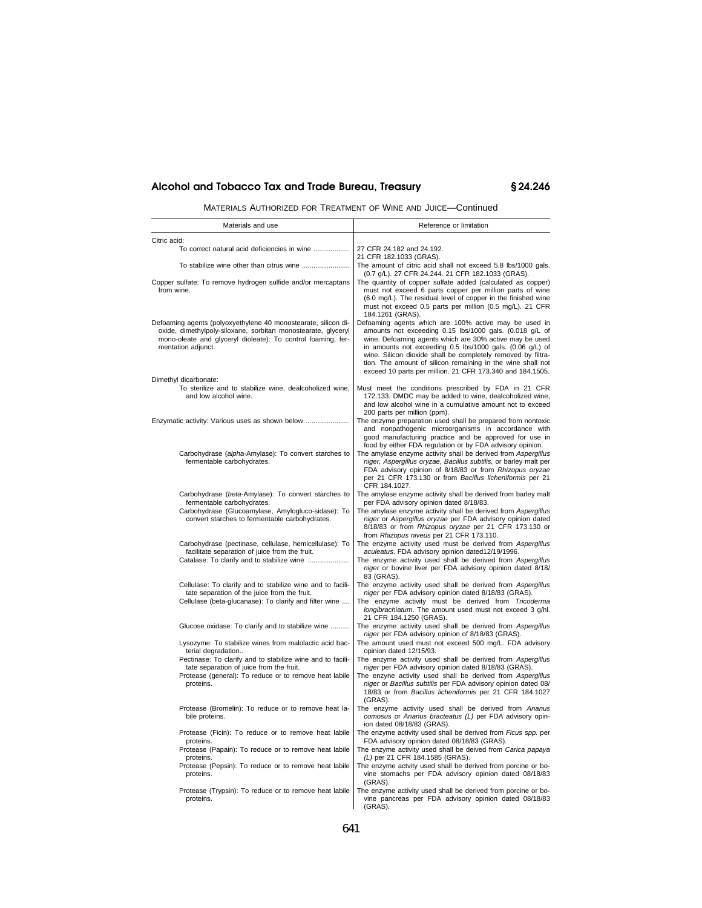MATERIALS AUTHORIZED FOR TREATMENT OF WINE AND JUICE—Continued

| Materials and use | Reference or limitation |
|---|---|
| Citric acid: | |
| To correct natural acid deficiencies in wine | 27 CFR 24.182 and 24.192. 21 CFR 182.1033 (GRAS). |
| To stabilize wine other than citrus wine | The amount of citric acid shall not exceed 5.8 lbs/1000 gals. (0.7 g/L). 27 CFR 24.244. 21 CFR 182.1033 (GRAS). |
| Copper sulfate: To remove hydrogen sulfide and/or mercaptans from wine. | The quantity of copper sulfate added (calculated as copper) must not exceed 6 parts copper per million parts of wine (6.0 mg/L). The residual level of copper in the finished wine must not exceed 0.5 parts per million (0.5 mg/L). 21 CFR 184.1261 (GRAS). |
| Defoaming agents (polyoxyethylene 40 monostearate, silicon dioxide, dimethylpoly-siloxane, sorbitan monostearate, glyceryl mono-oleate and glyceryl dioleate): To control foaming, fermentation adjunct. | Defoaming agents which are 100% active may be used in amounts not exceeding 0.15 lbs/1000 gals. (0.018 g/L of wine. Defoaming agents which are 30% active may be used in amounts not exceeding 0.5 lbs/1000 gals. (0.06 g/L) of wine. Silicon dioxide shall be completely removed by filtration. The amount of silicon remaining in the wine shall not exceed 10 parts per million. 21 CFR 173.340 and 184.1505. |
| Dimethyl dicarbonate: | |
| To sterilize and to stabilize wine, dealcoholized wine, and low alcohol wine. | Must meet the conditions prescribed by FDA in 21 CFR 172.133. DMDC may be added to wine, dealcoholized wine, and low alcohol wine in a cumulative amount not to exceed 200 parts per million (ppm). |
| Enzymatic activity: Various uses as shown below | The enzyme preparation used shall be prepared from nontoxic and nonpathogenic microorganisms in accordance with good manufacturing practice and be approved for use in food by either FDA regulation or by FDA advisory opinion. |
| Carbohydrase (*alpha*-Amylase): To convert starches to fermentable carbohydrates. | The amylase enzyme activity shall be derived from *Aspergillus niger, Aspergillus oryzae, Bacillus subtilis,* or barley malt per FDA advisory opinion of 8/18/83 or from *Rhizopus oryzae* per 21 CFR 173.130 or from *Bacillus licheniformis* per 21 CFR 184.1027. |
| Carbohydrase (*beta*-Amylase): To convert starches to fermentable carbohydrates. | The amylase enzyme activity shall be derived from barley malt per FDA advisory opinion dated 8/18/83. |
| Carbohydrase (Glucoamylase, Amylogluco-sidase): To convert starches to fermentable carbohydrates. | The amylase enzyme activity shall be derived from *Aspergillus niger* or *Aspergillus oryzae* per FDA advisory opinion dated 8/18/83 or from *Rhizopus oryzae* per 21 CFR 173.130 or from *Rhizopus niveus* per 21 CFR 173.110. |
| Carbohydrase (pectinase, cellulase, hemicellulase): To facilitate separation of juice from the fruit. | The enzyme activity used must be derived from *Aspergillus aculeatus*. FDA advisory opinion dated12/19/1996. |
| Catalase: To clarify and to stabilize wine | The enzyme activity used shall be derived from *Aspergillus niger* or bovine liver per FDA advisory opinion dated 8/18/83 (GRAS). |
| Cellulase: To clarify and to stabilize wine and to facilitate separation of the juice from the fruit. | The enzyme activity used shall be derived from *Aspergillus niger* per FDA advisory opinion dated 8/18/83 (GRAS). |
| Cellulase (beta-glucanase): To clarify and filter wine | The enzyme activity must be derived from *Tricoderma longibrachiatum*. The amount used must not exceed 3 g/hl. 21 CFR 184.1250 (GRAS). |
| Glucose oxidase: To clarify and to stabilize wine | The enzyme activity used shall be derived from *Aspergillus niger* per FDA advisory opinion of 8/18/83 (GRAS). |
| Lysozyme: To stabilize wines from malolactic acid bacterial degradation.. | The amount used must not exceed 500 mg/L. FDA advisory opinion dated 12/15/93. |
| Pectinase: To clarify and to stabilize wine and to facilitate separation of juice from the fruit. | The enzyme activity used shall be derived from *Aspergillus niger* per FDA advisory opinion dated 8/18/83 (GRAS). |
| Protease (general): To reduce or to remove heat labile proteins. | The enzyme activity used shall be derived from *Aspergillus niger* or *Bacillus subtilis* per FDA advisory opinion dated 08/18/83 or from *Bacillus licheniformis* per 21 CFR 184.1027 (GRAS). |
| Protease (Bromelin): To reduce or to remove heat labile proteins. | The enzyme activity used shall be derived from *Ananus comosus* or *Ananus bracteatus (L)* per FDA advisory opinion dated 08/18/83 (GRAS). |
| Protease (Ficin): To reduce or to remove heat labile proteins. | The enzyme activity used shall be derived from *Ficus spp.* per FDA advisory opinion dated 08/18/83 (GRAS). |
| Protease (Papain): To reduce or to remove heat labile proteins. | The enzyme activity used shall be deived from *Carica papaya (L)* per 21 CFR 184.1585 (GRAS). |
| Protease (Pepsin): To reduce or to remove heat labile proteins. | The enzyme actvity used shall be derived from porcine or bovine stomachs per FDA advisory opinion dated 08/18/83 (GRAS). |
| Protease (Trypsin): To reduce or to remove heat labile proteins. | The enzyme activity used shall be derived from porcine or bovine pancreas per FDA advisory opinion dated 08/18/83 (GRAS). |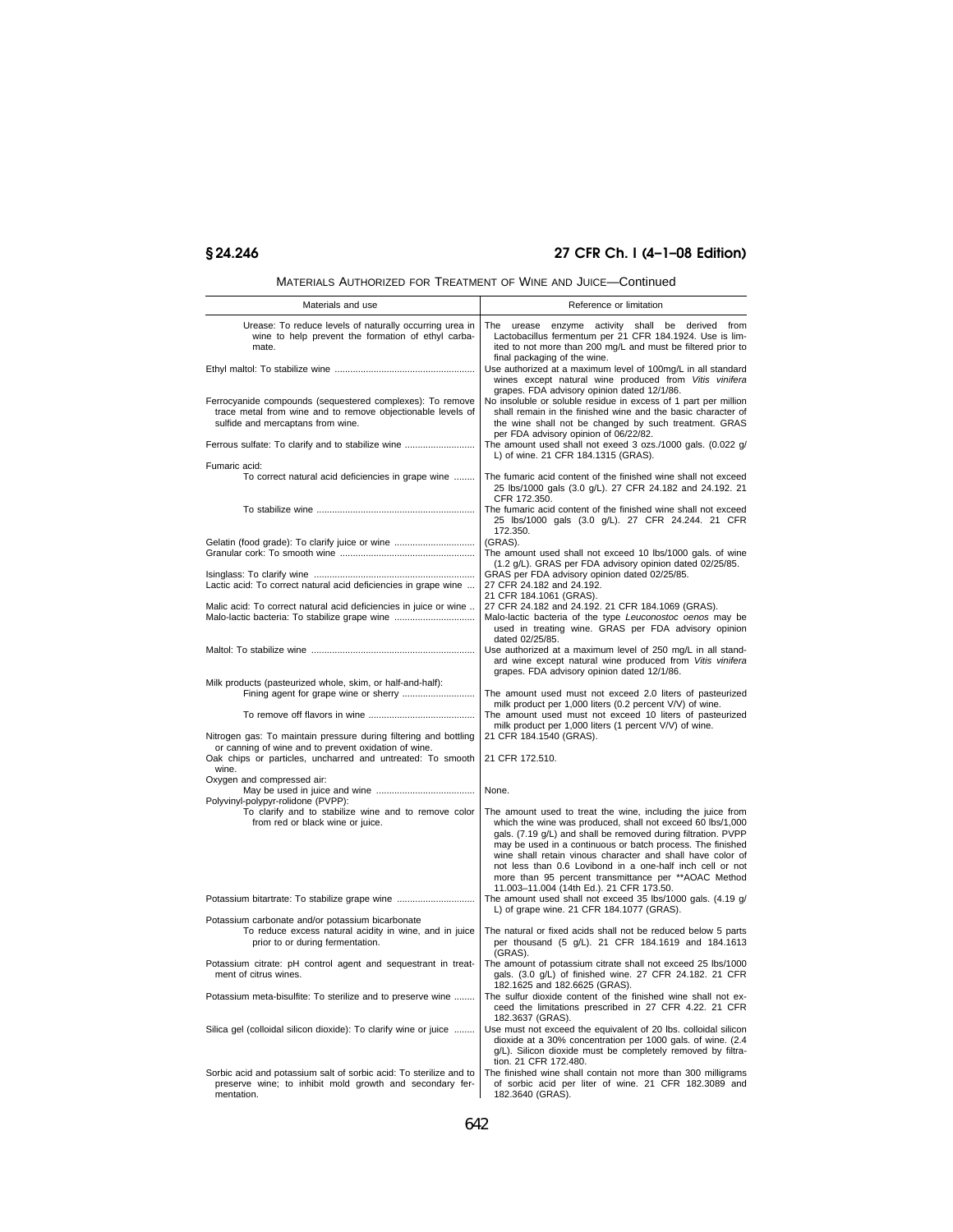MATERIALS AUTHORIZED FOR TREATMENT OF WINE AND JUICE—Continued

| Materials and use | Reference or limitation |
|---|---|
| Urease: To reduce levels of naturally occurring urea in wine to help prevent the formation of ethyl carbamate. | The urease enzyme activity shall be derived from Lactobacillus fermentum per 21 CFR 184.1924. Use is limited to not more than 200 mg/L and must be filtered prior to final packaging of the wine. |
| Ethyl maltol: To stabilize wine | Use authorized at a maximum level of 100mg/L in all standard wines except natural wine produced from *Vitis vinifera* grapes. FDA advisory opinion dated 12/1/86. |
| Ferrocyanide compounds (sequestered complexes): To remove trace metal from wine and to remove objectionable levels of sulfide and mercaptans from wine. | No insoluble or soluble residue in excess of 1 part per million shall remain in the finished wine and the basic character of the wine shall not be changed by such treatment. GRAS per FDA advisory opinion of 06/22/82. |
| Ferrous sulfate: To clarify and to stabilize wine | The amount used shall not exeed 3 ozs./1000 gals. (0.022 g/L) of wine. 21 CFR 184.1315 (GRAS). |
| Fumaric acid: | |
| To correct natural acid deficiencies in grape wine | The fumaric acid content of the finished wine shall not exceed 25 lbs/1000 gals (3.0 g/L). 27 CFR 24.182 and 24.192. 21 CFR 172.350. |
| To stabilize wine | The fumaric acid content of the finished wine shall not exceed 25 lbs/1000 gals (3.0 g/L). 27 CFR 24.244. 21 CFR 172.350. |
| Gelatin (food grade): To clarify juice or wine | (GRAS). |
| Granular cork: To smooth wine | The amount used shall not exceed 10 lbs/1000 gals. of wine (1.2 g/L). GRAS per FDA advisory opinion dated 02/25/85. |
| Isinglass: To clarify wine | GRAS per FDA advisory opinion dated 02/25/85. |
| Lactic acid: To correct natural acid deficiencies in grape wine | 27 CFR 24.182 and 24.192. 21 CFR 184.1061 (GRAS). |
| Malic acid: To correct natural acid deficiencies in juice or wine | 27 CFR 24.182 and 24.192. 21 CFR 184.1069 (GRAS). |
| Malo-lactic bacteria: To stabilize grape wine | Malo-lactic bacteria of the type *Leuconostoc oenos* may be used in treating wine. GRAS per FDA advisory opinion dated 02/25/85. |
| Maltol: To stabilize wine | Use authorized at a maximum level of 250 mg/L in all standard wine except natural wine produced from *Vitis vinifera* grapes. FDA advisory opinion dated 12/1/86. |
| Milk products (pasteurized whole, skim, or half-and-half): | |
| Fining agent for grape wine or sherry | The amount used must not exceed 2.0 liters of pasteurized milk product per 1,000 liters (0.2 percent V/V) of wine. |
| To remove off flavors in wine | The amount used must not exceed 10 liters of pasteurized milk product per 1,000 liters (1 percent V/V) of wine. |
| Nitrogen gas: To maintain pressure during filtering and bottling or canning of wine and to prevent oxidation of wine. | 21 CFR 184.1540 (GRAS). |
| Oak chips or particles, uncharred and untreated: To smooth wine. | 21 CFR 172.510. |
| Oxygen and compressed air: | |
| May be used in juice and wine | None. |
| Polyvinyl-polypyr-rolidone (PVPP): | |
| To clarify and to stabilize wine and to remove color from red or black wine or juice. | The amount used to treat the wine, including the juice from which the wine was produced, shall not exceed 60 lbs/1,000 gals. (7.19 g/L) and shall be removed during filtration. PVPP may be used in a continuous or batch process. The finished wine shall retain vinous character and shall have color of not less than 0.6 Lovibond in a one-half inch cell or not more than 95 percent transmittance per **AOAC Method 11.003–11.004 (14th Ed.). 21 CFR 173.50. |
| Potassium bitartrate: To stabilize grape wine | The amount used shall not exceed 35 lbs/1000 gals. (4.19 g/L) of grape wine. 21 CFR 184.1077 (GRAS). |
| Potassium carbonate and/or potassium bicarbonate | |
| To reduce excess natural acidity in wine, and in juice prior to or during fermentation. | The natural or fixed acids shall not be reduced below 5 parts per thousand (5 g/L). 21 CFR 184.1619 and 184.1613 (GRAS). |
| Potassium citrate: pH control agent and sequestrant in treatment of citrus wines. | The amount of potassium citrate shall not exceed 25 lbs/1000 gals. (3.0 g/L) of finished wine. 27 CFR 24.182. 21 CFR 182.1625 and 182.6625 (GRAS). |
| Potassium meta-bisulfite: To sterilize and to preserve wine | The sulfur dioxide content of the finished wine shall not exceed the limitations prescribed in 27 CFR 4.22. 21 CFR 182.3637 (GRAS). |
| Silica gel (colloidal silicon dioxide): To clarify wine or juice | Use must not exceed the equivalent of 20 lbs. colloidal silicon dioxide at a 30% concentration per 1000 gals. of wine. (2.4 g/L). Silicon dioxide must be completely removed by filtration. 21 CFR 172.480. |
| Sorbic acid and potassium salt of sorbic acid: To sterilize and to preserve wine; to inhibit mold growth and secondary fermentation. | The finished wine shall contain not more than 300 milligrams of sorbic acid per liter of wine. 21 CFR 182.3089 and 182.3640 (GRAS). |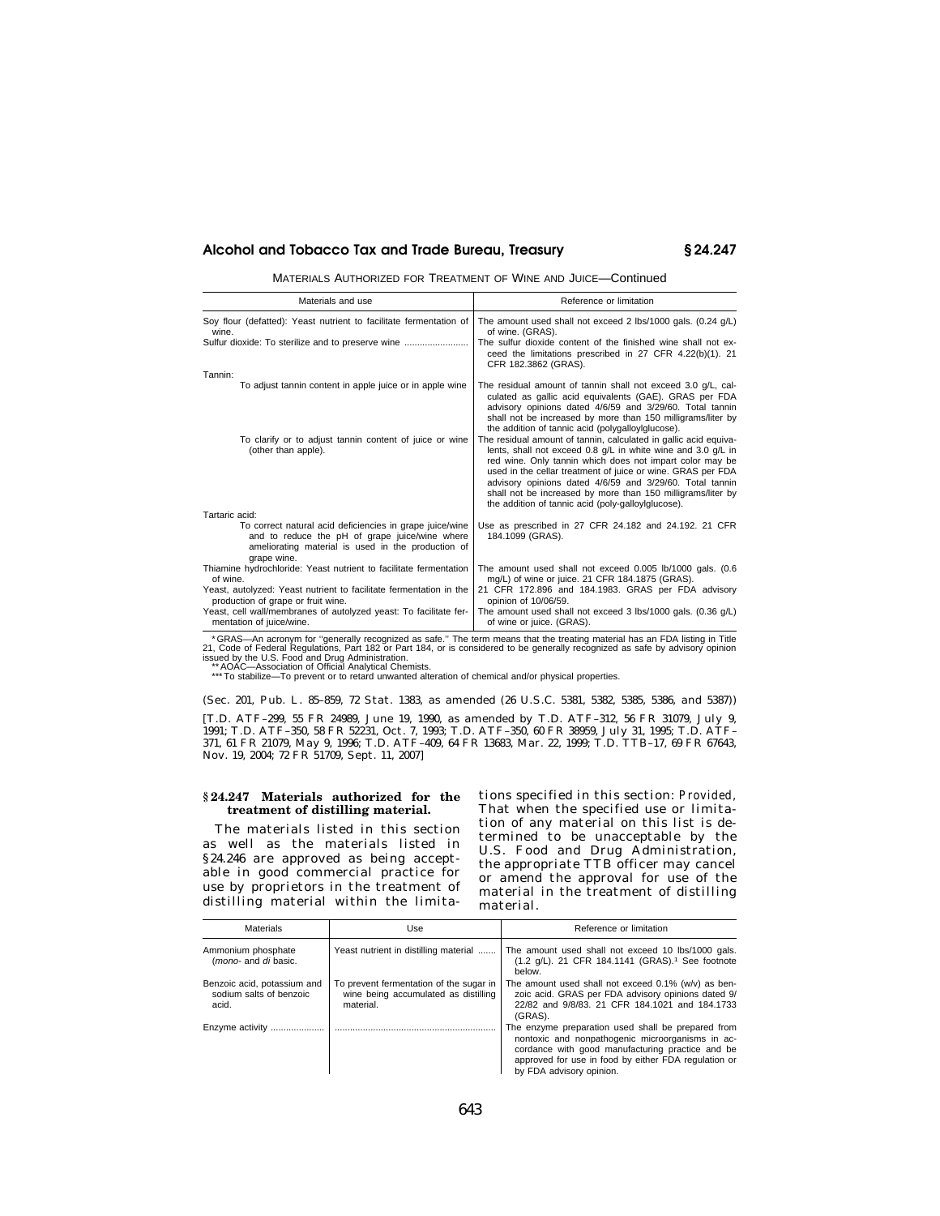MATERIALS AUTHORIZED FOR TREATMENT OF WINE AND JUICE—Continued

| Materials and use | Reference or limitation |
|---|---|
| Soy flour (defatted): Yeast nutrient to facilitate fermentation of wine. | The amount used shall not exceed 2 lbs/1000 gals. (0.24 g/L) of wine. (GRAS). |
| Sulfur dioxide: To sterilize and to preserve wine | The sulfur dioxide content of the finished wine shall not exceed the limitations prescribed in 27 CFR 4.22(b)(1). 21 CFR 182.3862 (GRAS). |
| Tannin: | |
| To adjust tannin content in apple juice or in apple wine | The residual amount of tannin shall not exceed 3.0 g/L, calculated as gallic acid equivalents (GAE). GRAS per FDA advisory opinions dated 4/6/59 and 3/29/60. Total tannin shall not be increased by more than 150 milligrams/liter by the addition of tannic acid (polygalloylglucose). |
| To clarify or to adjust tannin content of juice or wine (other than apple). | The residual amount of tannin, calculated in gallic acid equivalents, shall not exceed 0.8 g/L in white wine and 3.0 g/L in red wine. Only tannin which does not impart color may be used in the cellar treatment of juice or wine. GRAS per FDA advisory opinions dated 4/6/59 and 3/29/60. Total tannin shall not be increased by more than 150 milligrams/liter by the addition of tannic acid (poly-galloylglucose). |
| Tartaric acid: | |
| To correct natural acid deficiencies in grape juice/wine and to reduce the pH of grape juice/wine where ameliorating material is used in the production of grape wine. | Use as prescribed in 27 CFR 24.182 and 24.192. 21 CFR 184.1099 (GRAS). |
| Thiamine hydrochloride: Yeast nutrient to facilitate fermentation of wine. | The amount used shall not exceed 0.005 lb/1000 gals. (0.6 mg/L) of wine or juice. 21 CFR 184.1875 (GRAS). |
| Yeast, autolyzed: Yeast nutrient to facilitate fermentation in the production of grape or fruit wine. | 21 CFR 172.896 and 184.1983. GRAS per FDA advisory opinion of 10/06/59. |
| Yeast, cell wall/membranes of autolyzed yeast: To facilitate fermentation of juice/wine. | The amount used shall not exceed 3 lbs/1000 gals. (0.36 g/L) of wine or juice. (GRAS). |

*GRAS—An acronym for "generally recognized as safe." The term means that the treating material has an FDA listing in Title 21, Code of Federal Regulations, Part 182 or Part 184, or is considered to be generally recognized as safe by advisory opinion issued by the U.S. Food and Drug Administration.

**AOAC—Association of Official Analytical Chemists.

***To stabilize—To prevent or to retard unwanted alteration of chemical and/or physical properties.

(Sec. 201, Pub. L. 85–859, 72 Stat. 1383, as amended (26 U.S.C. 5381, 5382, 5385, 5386, and 5387))

[T.D. ATF–299, 55 FR 24989, June 19, 1990, as amended by T.D. ATF–312, 56 FR 31079, July 9, 1991; T.D. ATF–350, 58 FR 52231, Oct. 7, 1993; T.D. ATF–350, 60 FR 38959, July 31, 1995; T.D. ATF–371, 61 FR 21079, May 9, 1996; T.D. ATF–409, 64 FR 13683, Mar. 22, 1999; T.D. TTB–17, 69 FR 67643, Nov. 19, 2004; 72 FR 51709, Sept. 11, 2007]

## § 24.247 Materials authorized for the treatment of distilling material.

The materials listed in this section as well as the materials listed in §24.246 are approved as being acceptable in good commercial practice for use by proprietors in the treatment of distilling material within the limitations specified in this section: *Provided,* That when the specified use or limitation of any material on this list is determined to be unacceptable by the U.S. Food and Drug Administration, the appropriate TTB officer may cancel or amend the approval for use of the material in the treatment of distilling material.

| Materials | Use | Reference or limitation |
|---|---|---|
| Ammonium phosphate (*mono-* and *di* basic. | Yeast nutrient in distilling material | The amount used shall not exceed 10 lbs/1000 gals. (1.2 g/L). 21 CFR 184.1141 (GRAS).[1] See footnote below. |
| Benzoic acid, potassium and sodium salts of benzoic acid. | To prevent fermentation of the sugar in wine being accumulated as distilling material. | The amount used shall not exceed 0.1% (w/v) as benzoic acid. GRAS per FDA advisory opinions dated 9/22/82 and 9/8/83. 21 CFR 184.1021 and 184.1733 (GRAS). |
| Enzyme activity | | The enzyme preparation used shall be prepared from nontoxic and nonpathogenic microorganisms in accordance with good manufacturing practice and be approved for use in food by either FDA regulation or by FDA advisory opinion. |